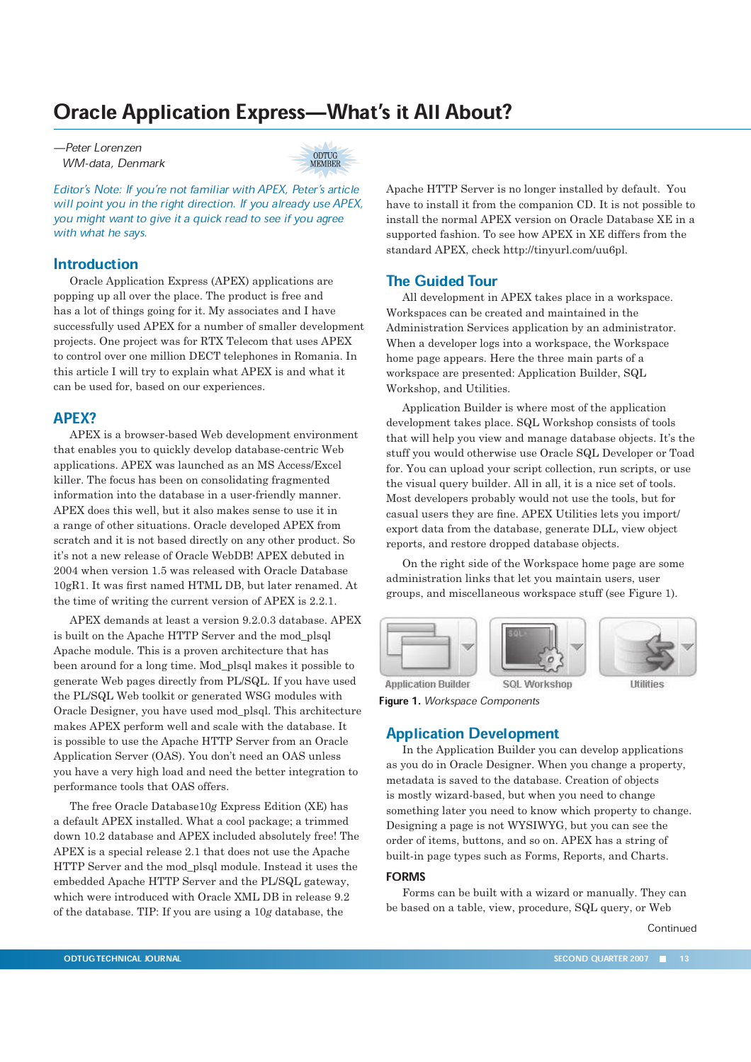# Oracle Application Express—What's it All About?

*—Peter Lorenzen*
*WM-data, Denmark*

ODTUG MEMBER

*Editor's Note: If you're not familiar with APEX, Peter's article will point you in the right direction. If you already use APEX, you might want to give it a quick read to see if you agree with what he says.*

## Introduction

Oracle Application Express (APEX) applications are popping up all over the place. The product is free and has a lot of things going for it. My associates and I have successfully used APEX for a number of smaller development projects. One project was for RTX Telecom that uses APEX to control over one million DECT telephones in Romania. In this article I will try to explain what APEX is and what it can be used for, based on our experiences.

## APEX?

APEX is a browser-based Web development environment that enables you to quickly develop database-centric Web applications. APEX was launched as an MS Access/Excel killer. The focus has been on consolidating fragmented information into the database in a user-friendly manner. APEX does this well, but it also makes sense to use it in a range of other situations. Oracle developed APEX from scratch and it is not based directly on any other product. So it's not a new release of Oracle WebDB! APEX debuted in 2004 when version 1.5 was released with Oracle Database 10gR1. It was first named HTML DB, but later renamed. At the time of writing the current version of APEX is 2.2.1.

APEX demands at least a version 9.2.0.3 database. APEX is built on the Apache HTTP Server and the mod_plsql Apache module. This is a proven architecture that has been around for a long time. Mod_plsql makes it possible to generate Web pages directly from PL/SQL. If you have used the PL/SQL Web toolkit or generated WSG modules with Oracle Designer, you have used mod_plsql. This architecture makes APEX perform well and scale with the database. It is possible to use the Apache HTTP Server from an Oracle Application Server (OAS). You don't need an OAS unless you have a very high load and need the better integration to performance tools that OAS offers.

The free Oracle Database10*g* Express Edition (XE) has a default APEX installed. What a cool package; a trimmed down 10.2 database and APEX included absolutely free! The APEX is a special release 2.1 that does not use the Apache HTTP Server and the mod_plsql module. Instead it uses the embedded Apache HTTP Server and the PL/SQL gateway, which were introduced with Oracle XML DB in release 9.2 of the database. TIP: If you are using a 10*g* database, the Apache HTTP Server is no longer installed by default. You have to install it from the companion CD. It is not possible to install the normal APEX version on Oracle Database XE in a supported fashion. To see how APEX in XE differs from the standard APEX, check http://tinyurl.com/uu6pl.

## The Guided Tour

All development in APEX takes place in a workspace. Workspaces can be created and maintained in the Administration Services application by an administrator. When a developer logs into a workspace, the Workspace home page appears. Here the three main parts of a workspace are presented: Application Builder, SQL Workshop, and Utilities.

Application Builder is where most of the application development takes place. SQL Workshop consists of tools that will help you view and manage database objects. It's the stuff you would otherwise use Oracle SQL Developer or Toad for. You can upload your script collection, run scripts, or use the visual query builder. All in all, it is a nice set of tools. Most developers probably would not use the tools, but for casual users they are fine. APEX Utilities lets you import/export data from the database, generate DLL, view object reports, and restore dropped database objects.

On the right side of the Workspace home page are some administration links that let you maintain users, user groups, and miscellaneous workspace stuff (see Figure 1).

Application Builder | SQL Workshop | Utilities

**Figure 1.** *Workspace Components*

## Application Development

In the Application Builder you can develop applications as you do in Oracle Designer. When you change a property, metadata is saved to the database. Creation of objects is mostly wizard-based, but when you need to change something later you need to know which property to change. Designing a page is not WYSIWYG, but you can see the order of items, buttons, and so on. APEX has a string of built-in page types such as Forms, Reports, and Charts.

### FORMS

Forms can be built with a wizard or manually. They can be based on a table, view, procedure, SQL query, or Web

Continued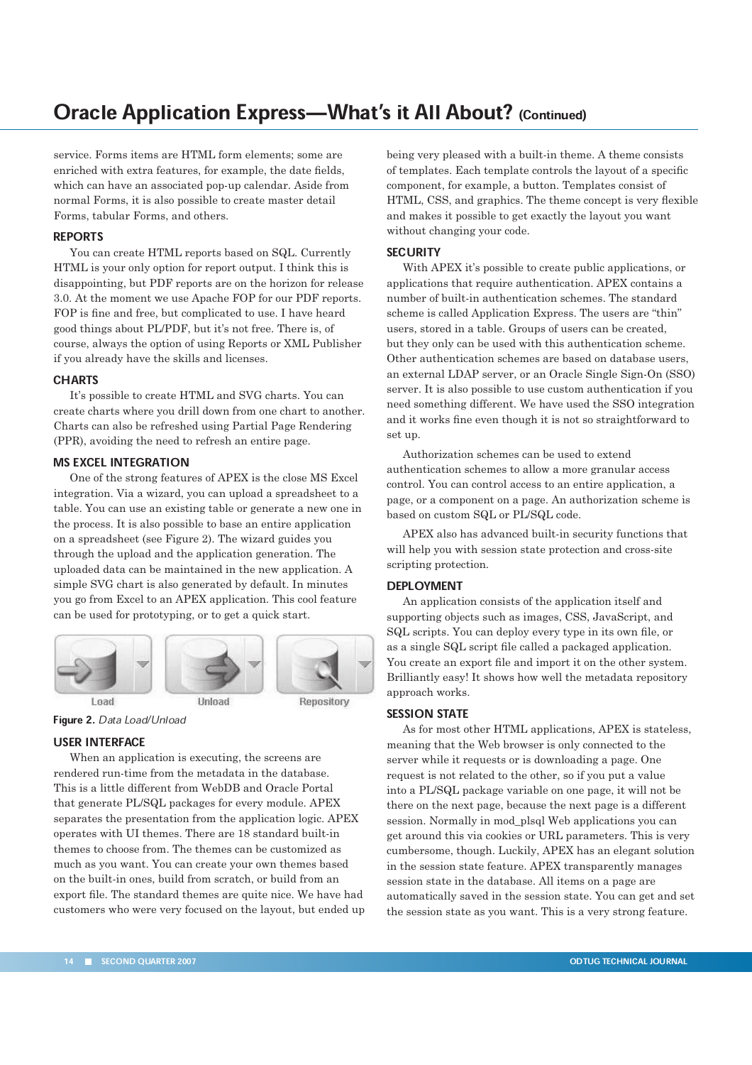# Oracle Application Express—What's it All About? (Continued)

service. Forms items are HTML form elements; some are enriched with extra features, for example, the date fields, which can have an associated pop-up calendar. Aside from normal Forms, it is also possible to create master detail Forms, tabular Forms, and others.

## REPORTS

You can create HTML reports based on SQL. Currently HTML is your only option for report output. I think this is disappointing, but PDF reports are on the horizon for release 3.0. At the moment we use Apache FOP for our PDF reports. FOP is fine and free, but complicated to use. I have heard good things about PL/PDF, but it's not free. There is, of course, always the option of using Reports or XML Publisher if you already have the skills and licenses.

## CHARTS

It's possible to create HTML and SVG charts. You can create charts where you drill down from one chart to another. Charts can also be refreshed using Partial Page Rendering (PPR), avoiding the need to refresh an entire page.

## MS EXCEL INTEGRATION

One of the strong features of APEX is the close MS Excel integration. Via a wizard, you can upload a spreadsheet to a table. You can use an existing table or generate a new one in the process. It is also possible to base an entire application on a spreadsheet (see Figure 2). The wizard guides you through the upload and the application generation. The uploaded data can be maintained in the new application. A simple SVG chart is also generated by default. In minutes you go from Excel to an APEX application. This cool feature can be used for prototyping, or to get a quick start.

Load Unload Repository

**Figure 2.** *Data Load/Unload*

## USER INTERFACE

When an application is executing, the screens are rendered run-time from the metadata in the database. This is a little different from WebDB and Oracle Portal that generate PL/SQL packages for every module. APEX separates the presentation from the application logic. APEX operates with UI themes. There are 18 standard built-in themes to choose from. The themes can be customized as much as you want. You can create your own themes based on the built-in ones, build from scratch, or build from an export file. The standard themes are quite nice. We have had customers who were very focused on the layout, but ended up being very pleased with a built-in theme. A theme consists of templates. Each template controls the layout of a specific component, for example, a button. Templates consist of HTML, CSS, and graphics. The theme concept is very flexible and makes it possible to get exactly the layout you want without changing your code.

## SECURITY

With APEX it's possible to create public applications, or applications that require authentication. APEX contains a number of built-in authentication schemes. The standard scheme is called Application Express. The users are "thin" users, stored in a table. Groups of users can be created, but they only can be used with this authentication scheme. Other authentication schemes are based on database users, an external LDAP server, or an Oracle Single Sign-On (SSO) server. It is also possible to use custom authentication if you need something different. We have used the SSO integration and it works fine even though it is not so straightforward to set up.

Authorization schemes can be used to extend authentication schemes to allow a more granular access control. You can control access to an entire application, a page, or a component on a page. An authorization scheme is based on custom SQL or PL/SQL code.

APEX also has advanced built-in security functions that will help you with session state protection and cross-site scripting protection.

## DEPLOYMENT

An application consists of the application itself and supporting objects such as images, CSS, JavaScript, and SQL scripts. You can deploy every type in its own file, or as a single SQL script file called a packaged application. You create an export file and import it on the other system. Brilliantly easy! It shows how well the metadata repository approach works.

## SESSION STATE

As for most other HTML applications, APEX is stateless, meaning that the Web browser is only connected to the server while it requests or is downloading a page. One request is not related to the other, so if you put a value into a PL/SQL package variable on one page, it will not be there on the next page, because the next page is a different session. Normally in mod_plsql Web applications you can get around this via cookies or URL parameters. This is very cumbersome, though. Luckily, APEX has an elegant solution in the session state feature. APEX transparently manages session state in the database. All items on a page are automatically saved in the session state. You can get and set the session state as you want. This is a very strong feature.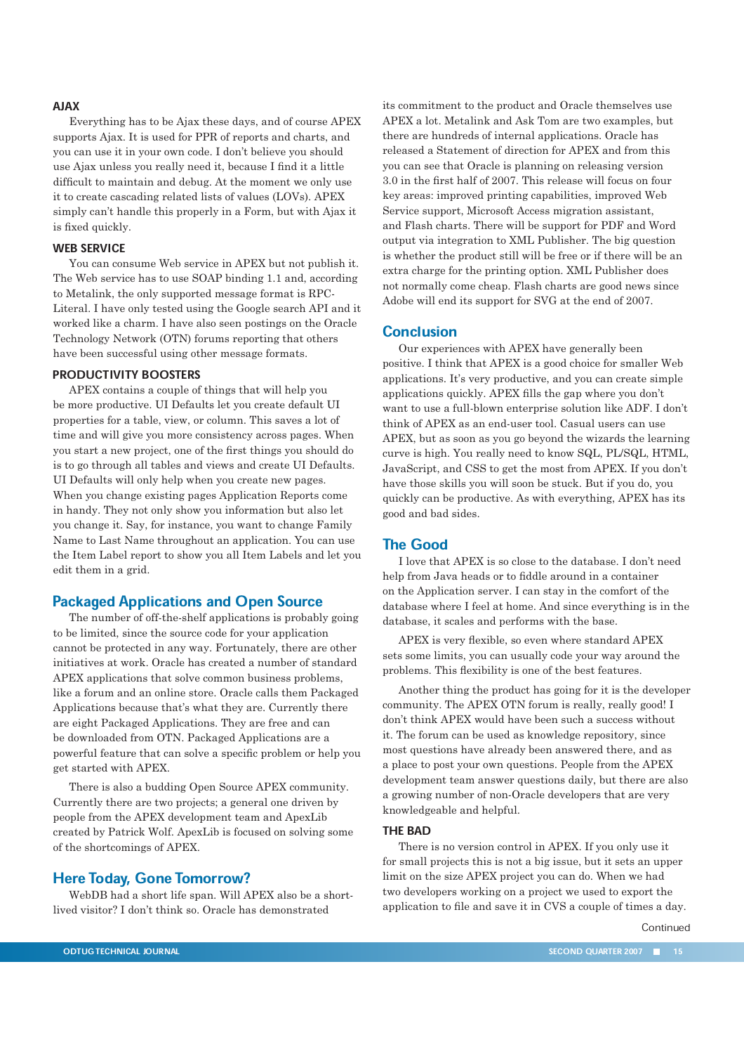### AJAX

Everything has to be Ajax these days, and of course APEX supports Ajax. It is used for PPR of reports and charts, and you can use it in your own code. I don't believe you should use Ajax unless you really need it, because I find it a little difficult to maintain and debug. At the moment we only use it to create cascading related lists of values (LOVs). APEX simply can't handle this properly in a Form, but with Ajax it is fixed quickly.

### WEB SERVICE

You can consume Web service in APEX but not publish it. The Web service has to use SOAP binding 1.1 and, according to Metalink, the only supported message format is RPC-Literal. I have only tested using the Google search API and it worked like a charm. I have also seen postings on the Oracle Technology Network (OTN) forums reporting that others have been successful using other message formats.

### PRODUCTIVITY BOOSTERS

APEX contains a couple of things that will help you be more productive. UI Defaults let you create default UI properties for a table, view, or column. This saves a lot of time and will give you more consistency across pages. When you start a new project, one of the first things you should do is to go through all tables and views and create UI Defaults. UI Defaults will only help when you create new pages. When you change existing pages Application Reports come in handy. They not only show you information but also let you change it. Say, for instance, you want to change Family Name to Last Name throughout an application. You can use the Item Label report to show you all Item Labels and let you edit them in a grid.

## Packaged Applications and Open Source

The number of off-the-shelf applications is probably going to be limited, since the source code for your application cannot be protected in any way. Fortunately, there are other initiatives at work. Oracle has created a number of standard APEX applications that solve common business problems, like a forum and an online store. Oracle calls them Packaged Applications because that's what they are. Currently there are eight Packaged Applications. They are free and can be downloaded from OTN. Packaged Applications are a powerful feature that can solve a specific problem or help you get started with APEX.

There is also a budding Open Source APEX community. Currently there are two projects; a general one driven by people from the APEX development team and ApexLib created by Patrick Wolf. ApexLib is focused on solving some of the shortcomings of APEX.

## Here Today, Gone Tomorrow?

WebDB had a short life span. Will APEX also be a short-lived visitor? I don't think so. Oracle has demonstrated its commitment to the product and Oracle themselves use APEX a lot. Metalink and Ask Tom are two examples, but there are hundreds of internal applications. Oracle has released a Statement of direction for APEX and from this you can see that Oracle is planning on releasing version 3.0 in the first half of 2007. This release will focus on four key areas: improved printing capabilities, improved Web Service support, Microsoft Access migration assistant, and Flash charts. There will be support for PDF and Word output via integration to XML Publisher. The big question is whether the product still will be free or if there will be an extra charge for the printing option. XML Publisher does not normally come cheap. Flash charts are good news since Adobe will end its support for SVG at the end of 2007.

## Conclusion

Our experiences with APEX have generally been positive. I think that APEX is a good choice for smaller Web applications. It's very productive, and you can create simple applications quickly. APEX fills the gap where you don't want to use a full-blown enterprise solution like ADF. I don't think of APEX as an end-user tool. Casual users can use APEX, but as soon as you go beyond the wizards the learning curve is high. You really need to know SQL, PL/SQL, HTML, JavaScript, and CSS to get the most from APEX. If you don't have those skills you will soon be stuck. But if you do, you quickly can be productive. As with everything, APEX has its good and bad sides.

## The Good

I love that APEX is so close to the database. I don't need help from Java heads or to fiddle around in a container on the Application server. I can stay in the comfort of the database where I feel at home. And since everything is in the database, it scales and performs with the base.

APEX is very flexible, so even where standard APEX sets some limits, you can usually code your way around the problems. This flexibility is one of the best features.

Another thing the product has going for it is the developer community. The APEX OTN forum is really, really good! I don't think APEX would have been such a success without it. The forum can be used as knowledge repository, since most questions have already been answered there, and as a place to post your own questions. People from the APEX development team answer questions daily, but there are also a growing number of non-Oracle developers that are very knowledgeable and helpful.

### THE BAD

There is no version control in APEX. If you only use it for small projects this is not a big issue, but it sets an upper limit on the size APEX project you can do. When we had two developers working on a project we used to export the application to file and save it in CVS a couple of times a day.

Continued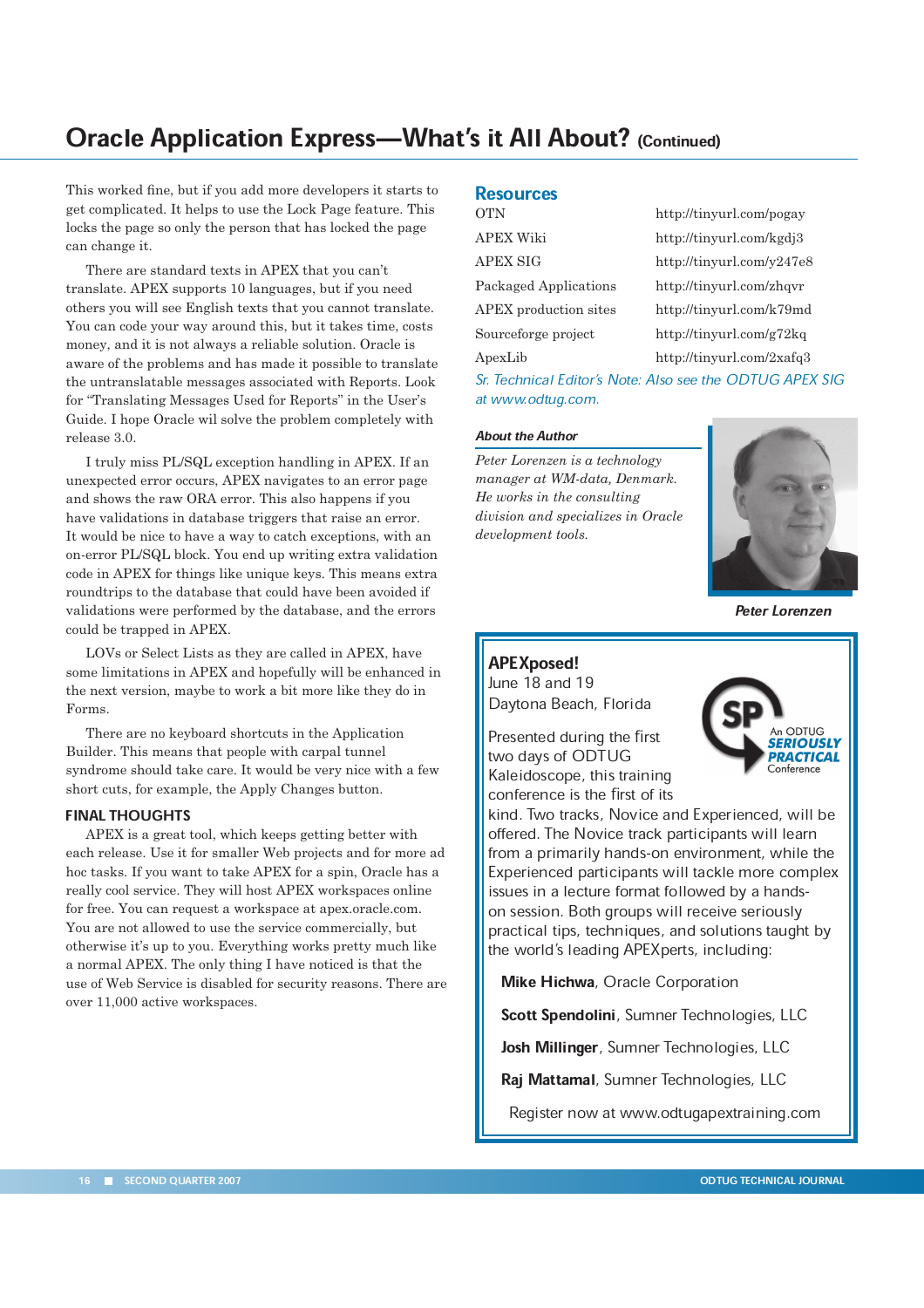## Oracle Application Express—What's it All About? (Continued)

This worked fine, but if you add more developers it starts to get complicated. It helps to use the Lock Page feature. This locks the page so only the person that has locked the page can change it.

There are standard texts in APEX that you can't translate. APEX supports 10 languages, but if you need others you will see English texts that you cannot translate. You can code your way around this, but it takes time, costs money, and it is not always a reliable solution. Oracle is aware of the problems and has made it possible to translate the untranslatable messages associated with Reports. Look for "Translating Messages Used for Reports" in the User's Guide. I hope Oracle wil solve the problem completely with release 3.0.

I truly miss PL/SQL exception handling in APEX. If an unexpected error occurs, APEX navigates to an error page and shows the raw ORA error. This also happens if you have validations in database triggers that raise an error. It would be nice to have a way to catch exceptions, with an on-error PL/SQL block. You end up writing extra validation code in APEX for things like unique keys. This means extra roundtrips to the database that could have been avoided if validations were performed by the database, and the errors could be trapped in APEX.

LOVs or Select Lists as they are called in APEX, have some limitations in APEX and hopefully will be enhanced in the next version, maybe to work a bit more like they do in Forms.

There are no keyboard shortcuts in the Application Builder. This means that people with carpal tunnel syndrome should take care. It would be very nice with a few short cuts, for example, the Apply Changes button.

### FINAL THOUGHTS

APEX is a great tool, which keeps getting better with each release. Use it for smaller Web projects and for more ad hoc tasks. If you want to take APEX for a spin, Oracle has a really cool service. They will host APEX workspaces online for free. You can request a workspace at apex.oracle.com. You are not allowed to use the service commercially, but otherwise it's up to you. Everything works pretty much like a normal APEX. The only thing I have noticed is that the use of Web Service is disabled for security reasons. There are over 11,000 active workspaces.

## Resources

| | |
|---|---|
| OTN | http://tinyurl.com/pogay |
| APEX Wiki | http://tinyurl.com/kgdj3 |
| APEX SIG | http://tinyurl.com/y247e8 |
| Packaged Applications | http://tinyurl.com/zhqvr |
| APEX production sites | http://tinyurl.com/k79md |
| Sourceforge project | http://tinyurl.com/g72kq |
| ApexLib | http://tinyurl.com/2xafq3 |

*Sr. Technical Editor's Note: Also see the ODTUG APEX SIG at www.odtug.com.*

### About the Author

*Peter Lorenzen is a technology manager at WM-data, Denmark. He works in the consulting division and specializes in Oracle development tools.*

**Peter Lorenzen**

---

**APEXposed!**
June 18 and 19
Daytona Beach, Florida

SP — An ODTUG SERIOUSLY PRACTICAL Conference

Presented during the first two days of ODTUG Kaleidoscope, this training conference is the first of its kind. Two tracks, Novice and Experienced, will be offered. The Novice track participants will learn from a primarily hands-on environment, while the Experienced participants will tackle more complex issues in a lecture format followed by a hands-on session. Both groups will receive seriously practical tips, techniques, and solutions taught by the world's leading APEXperts, including:

**Mike Hichwa**, Oracle Corporation

**Scott Spendolini**, Sumner Technologies, LLC

**Josh Millinger**, Sumner Technologies, LLC

**Raj Mattamal**, Sumner Technologies, LLC

Register now at www.odtugapextraining.com